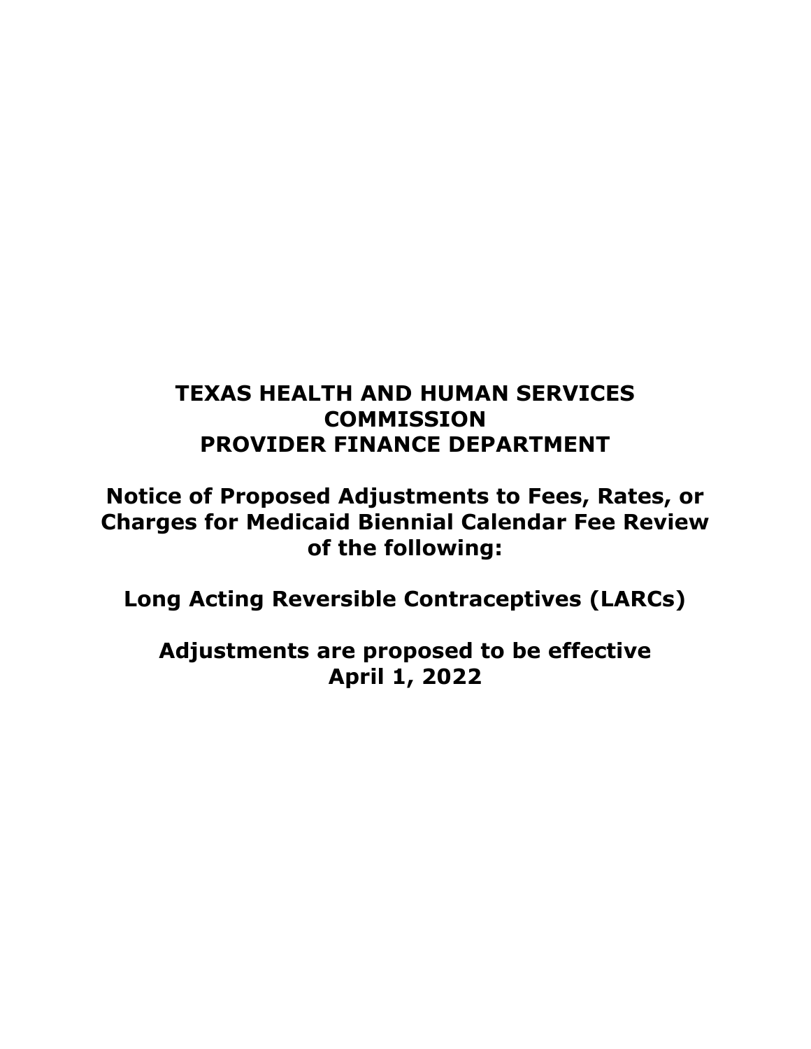# TEXAS HEALTH AND HUMAN SERVICES COMMISSION PROVIDER FINANCE DEPARTMENT

## Notice of Proposed Adjustments to Fees, Rates, or Charges for Medicaid Biennial Calendar Fee Review of the following:

## Long Acting Reversible Contraceptives (LARCs)

## Adjustments are proposed to be effective April 1, 2022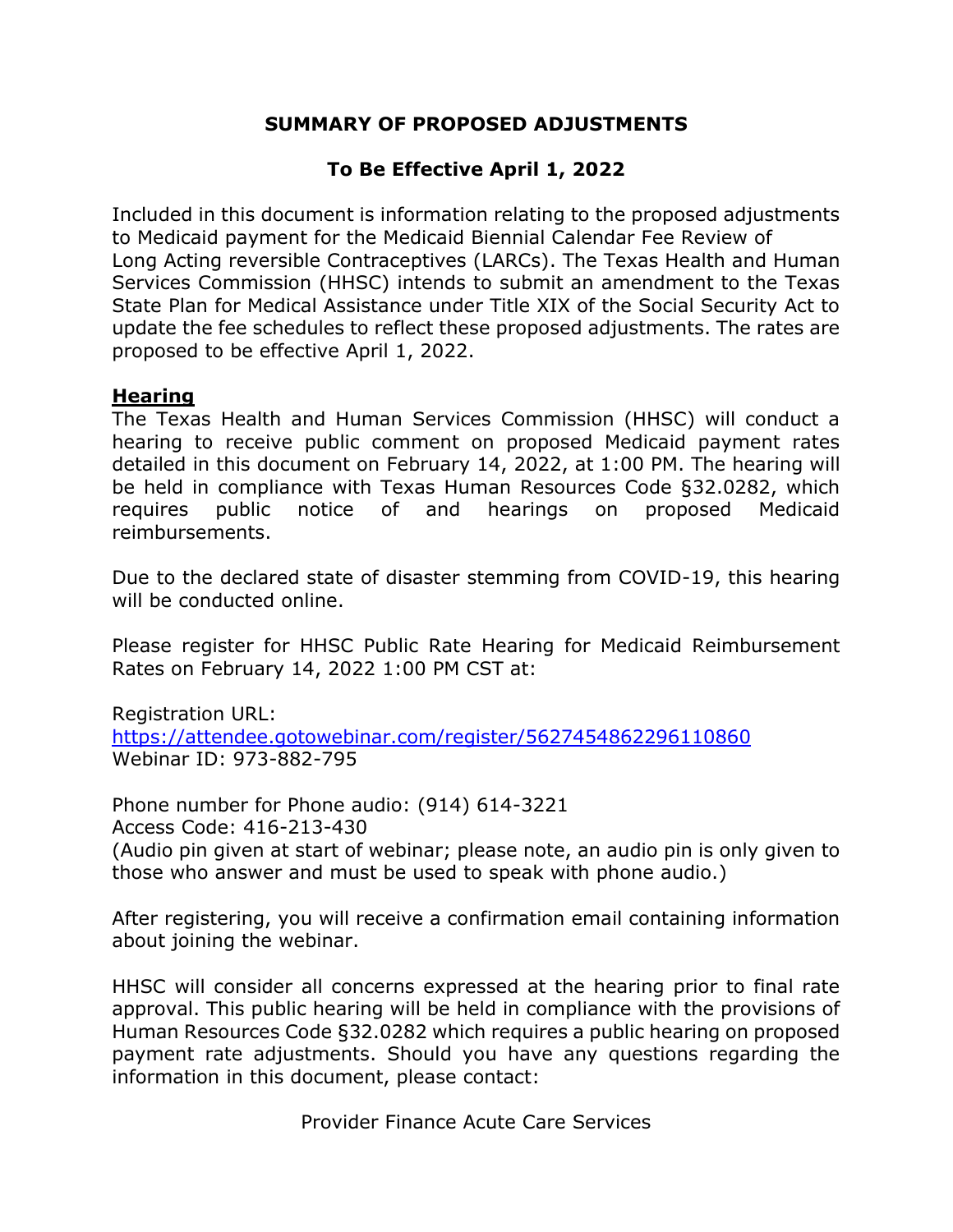**SUMMARY OF PROPOSED ADJUSTMENTS**

**To Be Effective April 1, 2022**

Included in this document is information relating to the proposed adjustments to Medicaid payment for the Medicaid Biennial Calendar Fee Review of Long Acting reversible Contraceptives (LARCs). The Texas Health and Human Services Commission (HHSC) intends to submit an amendment to the Texas State Plan for Medical Assistance under Title XIX of the Social Security Act to update the fee schedules to reflect these proposed adjustments. The rates are proposed to be effective April 1, 2022.

**Hearing**

The Texas Health and Human Services Commission (HHSC) will conduct a hearing to receive public comment on proposed Medicaid payment rates detailed in this document on February 14, 2022, at 1:00 PM. The hearing will be held in compliance with Texas Human Resources Code §32.0282, which requires public notice of and hearings on proposed Medicaid reimbursements.

Due to the declared state of disaster stemming from COVID-19, this hearing will be conducted online.

Please register for HHSC Public Rate Hearing for Medicaid Reimbursement Rates on February 14, 2022 1:00 PM CST at:

Registration URL:
https://attendee.gotowebinar.com/register/5627454862296110860
Webinar ID: 973-882-795

Phone number for Phone audio: (914) 614-3221
Access Code: 416-213-430
(Audio pin given at start of webinar; please note, an audio pin is only given to those who answer and must be used to speak with phone audio.)

After registering, you will receive a confirmation email containing information about joining the webinar.

HHSC will consider all concerns expressed at the hearing prior to final rate approval. This public hearing will be held in compliance with the provisions of Human Resources Code §32.0282 which requires a public hearing on proposed payment rate adjustments. Should you have any questions regarding the information in this document, please contact:

Provider Finance Acute Care Services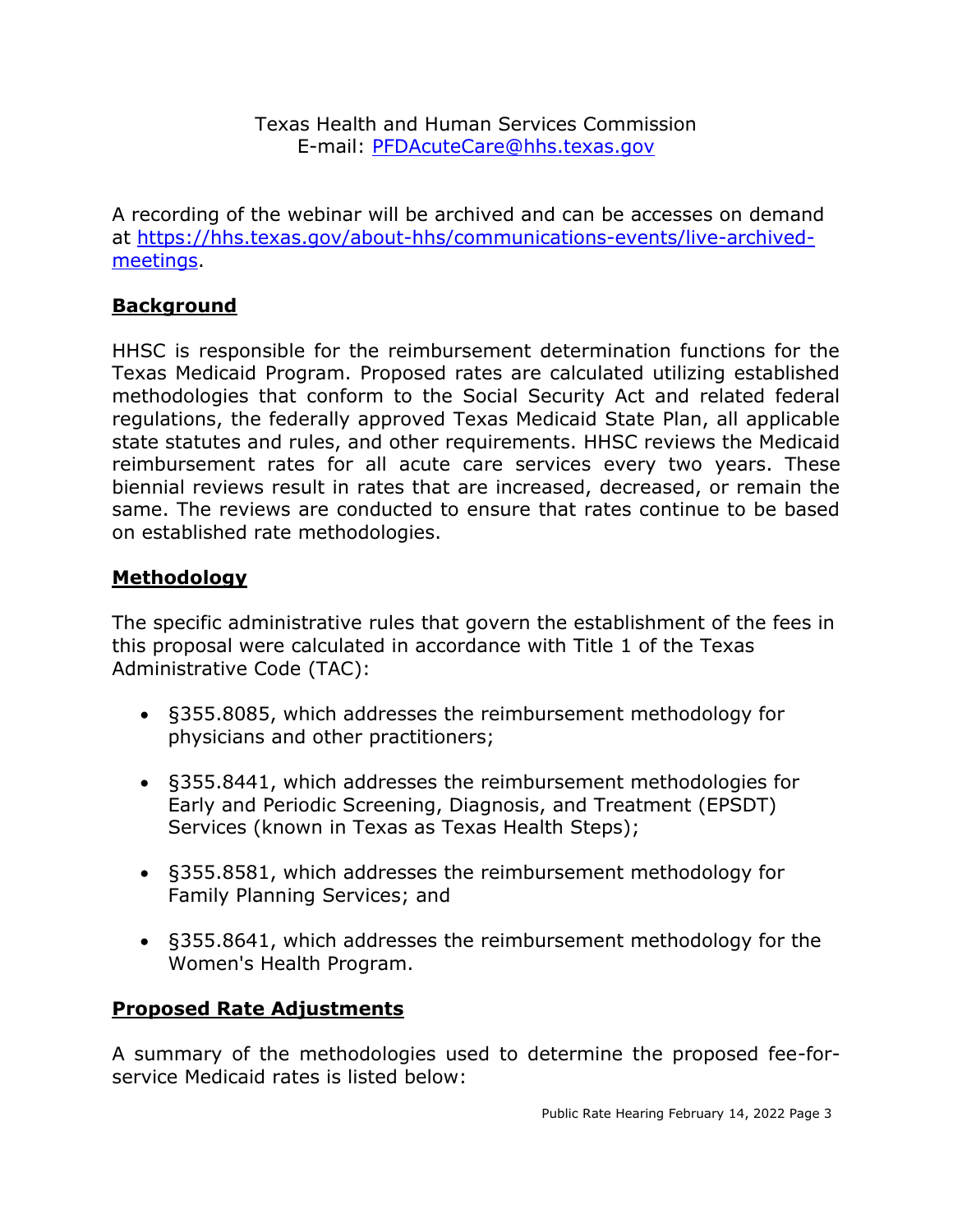Texas Health and Human Services Commission
E-mail: [PFDAcuteCare@hhs.texas.gov](mailto:PFDAcuteCare@hhs.texas.gov)

A recording of the webinar will be archived and can be accesses on demand at [https://hhs.texas.gov/about-hhs/communications-events/live-archived-meetings](https://hhs.texas.gov/about-hhs/communications-events/live-archived-meetings).

## Background

HHSC is responsible for the reimbursement determination functions for the Texas Medicaid Program. Proposed rates are calculated utilizing established methodologies that conform to the Social Security Act and related federal regulations, the federally approved Texas Medicaid State Plan, all applicable state statutes and rules, and other requirements. HHSC reviews the Medicaid reimbursement rates for all acute care services every two years. These biennial reviews result in rates that are increased, decreased, or remain the same. The reviews are conducted to ensure that rates continue to be based on established rate methodologies.

## Methodology

The specific administrative rules that govern the establishment of the fees in this proposal were calculated in accordance with Title 1 of the Texas Administrative Code (TAC):

- §355.8085, which addresses the reimbursement methodology for physicians and other practitioners;
- §355.8441, which addresses the reimbursement methodologies for Early and Periodic Screening, Diagnosis, and Treatment (EPSDT) Services (known in Texas as Texas Health Steps);
- §355.8581, which addresses the reimbursement methodology for Family Planning Services; and
- §355.8641, which addresses the reimbursement methodology for the Women's Health Program.

## Proposed Rate Adjustments

A summary of the methodologies used to determine the proposed fee-for-service Medicaid rates is listed below: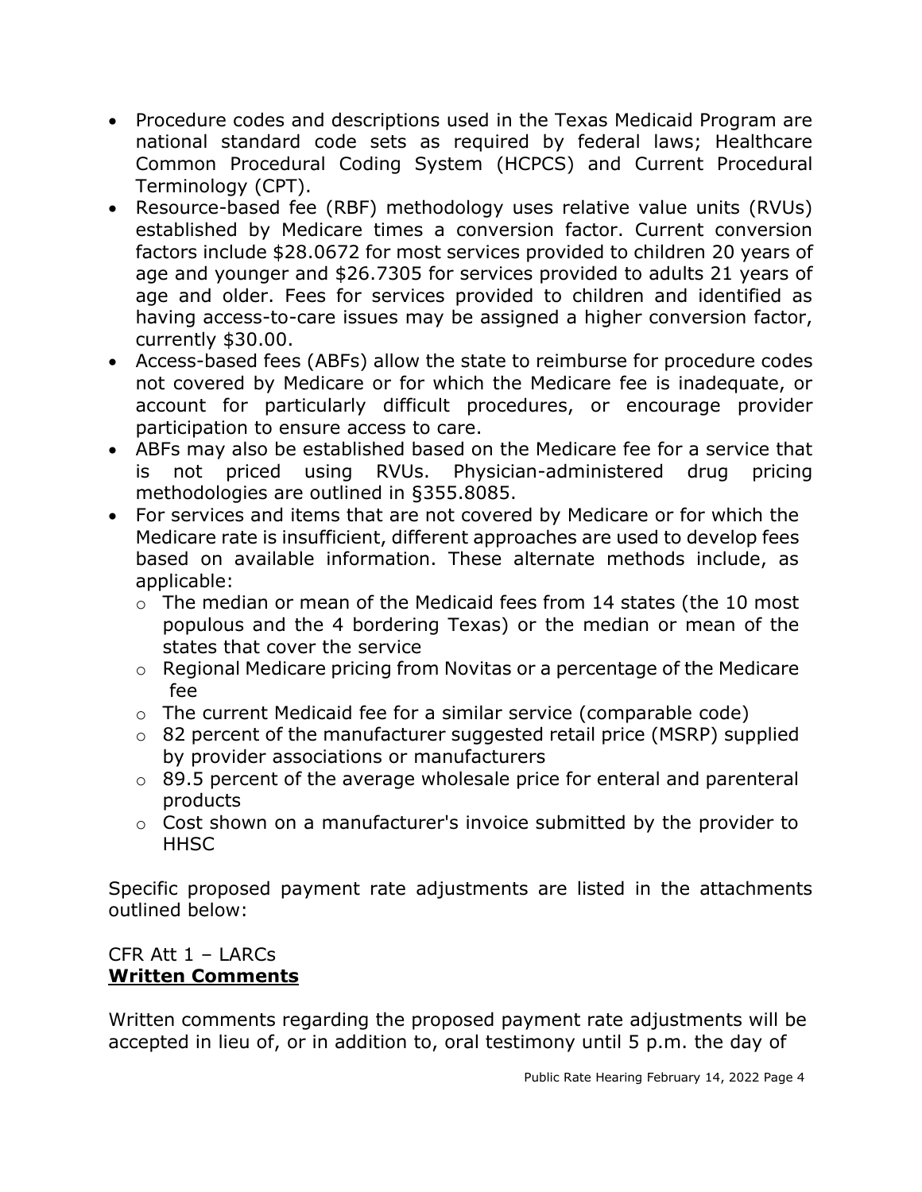- Procedure codes and descriptions used in the Texas Medicaid Program are national standard code sets as required by federal laws; Healthcare Common Procedural Coding System (HCPCS) and Current Procedural Terminology (CPT).
- Resource-based fee (RBF) methodology uses relative value units (RVUs) established by Medicare times a conversion factor. Current conversion factors include $28.0672 for most services provided to children 20 years of age and younger and $26.7305 for services provided to adults 21 years of age and older. Fees for services provided to children and identified as having access-to-care issues may be assigned a higher conversion factor, currently $30.00.
- Access-based fees (ABFs) allow the state to reimburse for procedure codes not covered by Medicare or for which the Medicare fee is inadequate, or account for particularly difficult procedures, or encourage provider participation to ensure access to care.
- ABFs may also be established based on the Medicare fee for a service that is not priced using RVUs. Physician-administered drug pricing methodologies are outlined in §355.8085.
- For services and items that are not covered by Medicare or for which the Medicare rate is insufficient, different approaches are used to develop fees based on available information. These alternate methods include, as applicable:
  - The median or mean of the Medicaid fees from 14 states (the 10 most populous and the 4 bordering Texas) or the median or mean of the states that cover the service
  - Regional Medicare pricing from Novitas or a percentage of the Medicare fee
  - The current Medicaid fee for a similar service (comparable code)
  - 82 percent of the manufacturer suggested retail price (MSRP) supplied by provider associations or manufacturers
  - 89.5 percent of the average wholesale price for enteral and parenteral products
  - Cost shown on a manufacturer's invoice submitted by the provider to HHSC

Specific proposed payment rate adjustments are listed in the attachments outlined below:

CFR Att 1 – LARCs

**Written Comments**

Written comments regarding the proposed payment rate adjustments will be accepted in lieu of, or in addition to, oral testimony until 5 p.m. the day of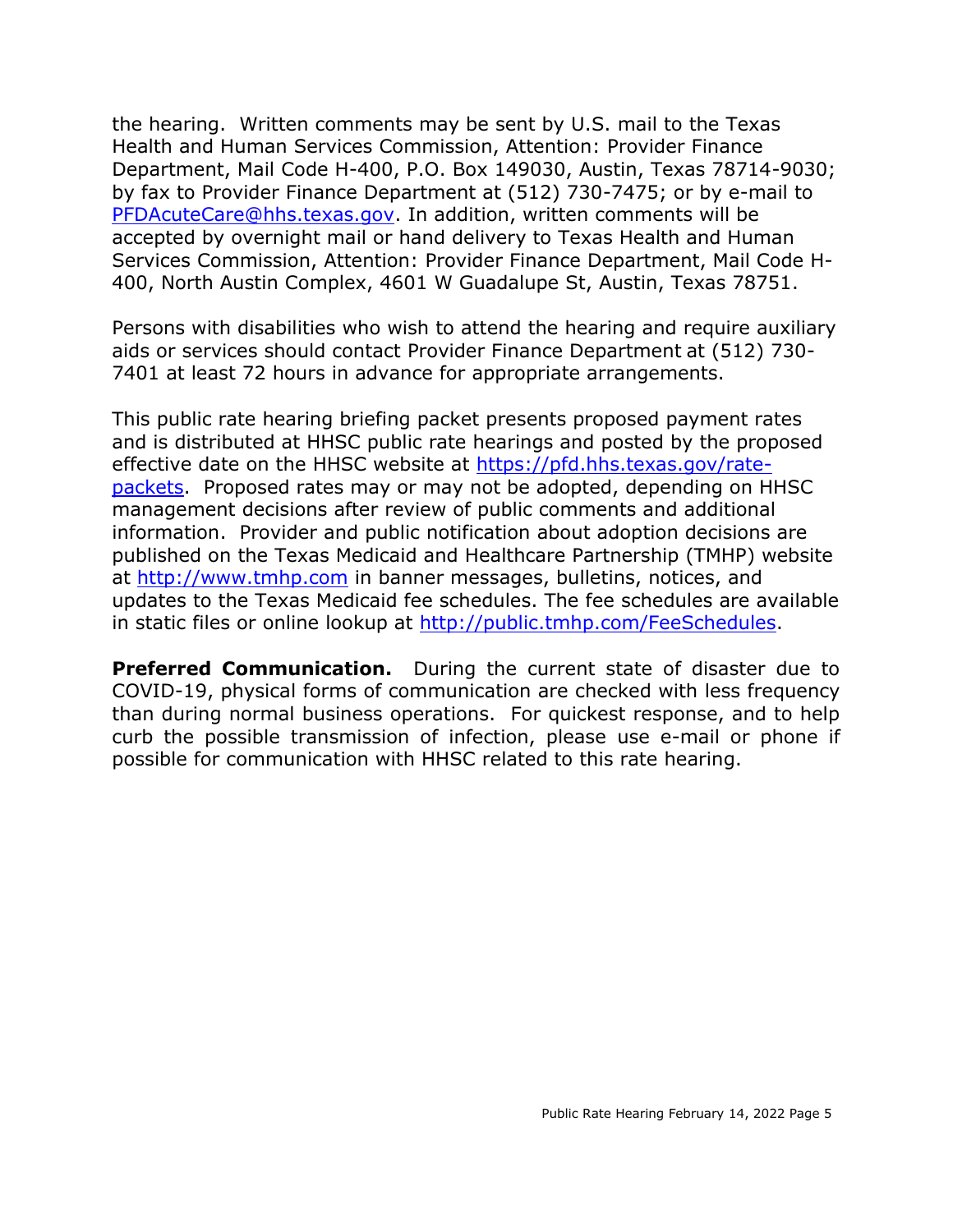the hearing. Written comments may be sent by U.S. mail to the Texas Health and Human Services Commission, Attention: Provider Finance Department, Mail Code H-400, P.O. Box 149030, Austin, Texas 78714-9030; by fax to Provider Finance Department at (512) 730-7475; or by e-mail to [PFDAcuteCare@hhs.texas.gov](mailto:PFDAcuteCare@hhs.texas.gov). In addition, written comments will be accepted by overnight mail or hand delivery to Texas Health and Human Services Commission, Attention: Provider Finance Department, Mail Code H-400, North Austin Complex, 4601 W Guadalupe St, Austin, Texas 78751.

Persons with disabilities who wish to attend the hearing and require auxiliary aids or services should contact Provider Finance Department at (512) 730-7401 at least 72 hours in advance for appropriate arrangements.

This public rate hearing briefing packet presents proposed payment rates and is distributed at HHSC public rate hearings and posted by the proposed effective date on the HHSC website at [https://pfd.hhs.texas.gov/rate-packets](https://pfd.hhs.texas.gov/rate-packets). Proposed rates may or may not be adopted, depending on HHSC management decisions after review of public comments and additional information. Provider and public notification about adoption decisions are published on the Texas Medicaid and Healthcare Partnership (TMHP) website at [http://www.tmhp.com](http://www.tmhp.com) in banner messages, bulletins, notices, and updates to the Texas Medicaid fee schedules. The fee schedules are available in static files or online lookup at [http://public.tmhp.com/FeeSchedules](http://public.tmhp.com/FeeSchedules).

**Preferred Communication.** During the current state of disaster due to COVID-19, physical forms of communication are checked with less frequency than during normal business operations. For quickest response, and to help curb the possible transmission of infection, please use e-mail or phone if possible for communication with HHSC related to this rate hearing.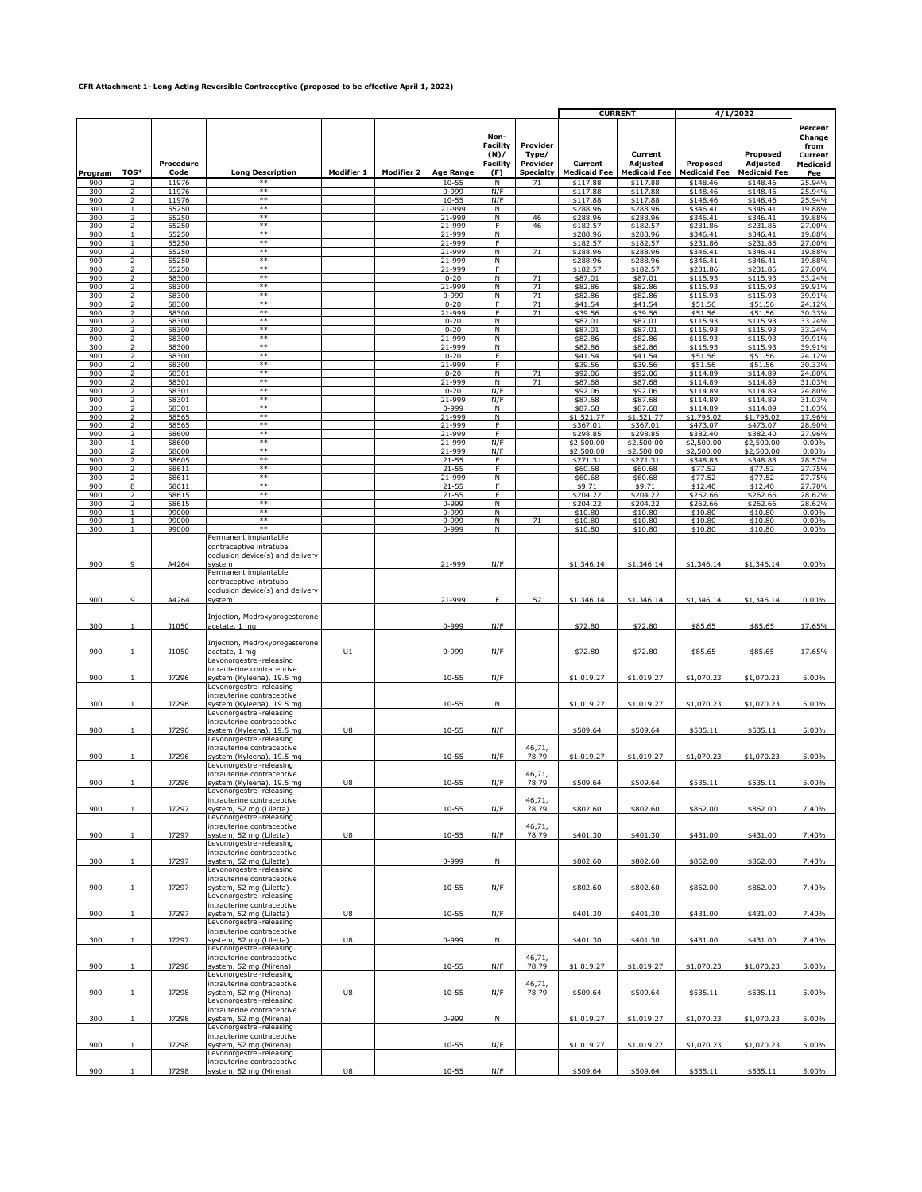**CFR Attachment 1- Long Acting Reversible Contraceptive (proposed to be effective April 1, 2022)**

| Program | TOS* | Procedure Code | Long Description | Modifier 1 | Modifier 2 | Age Range | Non-Facility (N)/ Facility (F) | Provider Type/ Provider Specialty | CURRENT Current Medicaid Fee | CURRENT Current Adjusted Medicaid Fee | 4/1/2022 Proposed Medicaid Fee | 4/1/2022 Proposed Adjusted Medicaid Fee | Percent Change from Current Medicaid Fee |
|---|---|---|---|---|---|---|---|---|---|---|---|---|---|
| 900 | 2 | 11976 | ** | | | 10-55 | N | 71 | $117.88 | $117.88 | $148.46 | $148.46 | 25.94% |
| 300 | 2 | 11976 | ** | | | 0-999 | N/F | | $117.88 | $117.88 | $148.46 | $148.46 | 25.94% |
| 900 | 2 | 11976 | ** | | | 10-55 | N/F | | $117.88 | $117.88 | $148.46 | $148.46 | 25.94% |
| 300 | 1 | 55250 | ** | | | 21-999 | N | | $288.96 | $288.96 | $346.41 | $346.41 | 19.88% |
| 300 | 2 | 55250 | ** | | | 21-999 | N | 46 | $288.96 | $288.96 | $346.41 | $346.41 | 19.88% |
| 300 | 2 | 55250 | ** | | | 21-999 | F | 46 | $182.57 | $182.57 | $231.86 | $231.86 | 27.00% |
| 900 | 1 | 55250 | ** | | | 21-999 | N | | $288.96 | $288.96 | $346.41 | $346.41 | 19.88% |
| 900 | 1 | 55250 | ** | | | 21-999 | F | | $182.57 | $182.57 | $231.86 | $231.86 | 27.00% |
| 900 | 2 | 55250 | ** | | | 21-999 | N | 71 | $288.96 | $288.96 | $346.41 | $346.41 | 19.88% |
| 900 | 2 | 55250 | ** | | | 21-999 | N | | $288.96 | $288.96 | $346.41 | $346.41 | 19.88% |
| 900 | 2 | 55250 | ** | | | 21-999 | F | | $182.57 | $182.57 | $231.86 | $231.86 | 27.00% |
| 900 | 2 | 58300 | ** | | | 0-20 | N | 71 | $87.01 | $87.01 | $115.93 | $115.93 | 33.24% |
| 900 | 2 | 58300 | ** | | | 21-999 | N | 71 | $82.86 | $82.86 | $115.93 | $115.93 | 39.91% |
| 300 | 2 | 58300 | ** | | | 0-999 | N | 71 | $82.86 | $82.86 | $115.93 | $115.93 | 39.91% |
| 900 | 2 | 58300 | ** | | | 0-20 | F | 71 | $41.54 | $41.54 | $51.56 | $51.56 | 24.12% |
| 900 | 2 | 58300 | ** | | | 21-999 | F | 71 | $39.56 | $39.56 | $51.56 | $51.56 | 30.33% |
| 900 | 2 | 58300 | ** | | | 0-20 | N | | $87.01 | $87.01 | $115.93 | $115.93 | 33.24% |
| 300 | 2 | 58300 | ** | | | 0-20 | N | | $87.01 | $87.01 | $115.93 | $115.93 | 33.24% |
| 900 | 2 | 58300 | ** | | | 21-999 | N | | $82.86 | $82.86 | $115.93 | $115.93 | 39.91% |
| 300 | 2 | 58300 | ** | | | 21-999 | N | | $82.86 | $82.86 | $115.93 | $115.93 | 39.91% |
| 900 | 2 | 58300 | ** | | | 0-20 | F | | $41.54 | $41.54 | $51.56 | $51.56 | 24.12% |
| 900 | 2 | 58300 | ** | | | 21-999 | F | | $39.56 | $39.56 | $51.56 | $51.56 | 30.33% |
| 900 | 2 | 58301 | ** | | | 0-20 | N | 71 | $92.06 | $92.06 | $114.89 | $114.89 | 24.80% |
| 900 | 2 | 58301 | ** | | | 21-999 | N | 71 | $87.68 | $87.68 | $114.89 | $114.89 | 31.03% |
| 900 | 2 | 58301 | ** | | | 0-20 | N/F | | $92.06 | $92.06 | $114.89 | $114.89 | 24.80% |
| 900 | 2 | 58301 | ** | | | 21-999 | N/F | | $87.68 | $87.68 | $114.89 | $114.89 | 31.03% |
| 300 | 2 | 58301 | ** | | | 0-999 | N | | $87.68 | $87.68 | $114.89 | $114.89 | 31.03% |
| 900 | 2 | 58565 | ** | | | 21-999 | N | | $1,521.77 | $1,521.77 | $1,795.02 | $1,795.02 | 17.96% |
| 900 | 2 | 58565 | ** | | | 21-999 | F | | $367.01 | $367.01 | $473.07 | $473.07 | 28.90% |
| 900 | 2 | 58600 | ** | | | 21-999 | F | | $298.85 | $298.85 | $382.40 | $382.40 | 27.96% |
| 300 | 1 | 58600 | ** | | | 21-999 | N/F | | $2,500.00 | $2,500.00 | $2,500.00 | $2,500.00 | 0.00% |
| 300 | 2 | 58600 | ** | | | 21-999 | N/F | | $2,500.00 | $2,500.00 | $2,500.00 | $2,500.00 | 0.00% |
| 900 | 2 | 58605 | ** | | | 21-55 | F | | $271.31 | $271.31 | $348.83 | $348.83 | 28.57% |
| 900 | 2 | 58611 | ** | | | 21-55 | F | | $60.68 | $60.68 | $77.52 | $77.52 | 27.75% |
| 300 | 2 | 58611 | ** | | | 21-999 | N | | $60.68 | $60.68 | $77.52 | $77.52 | 27.75% |
| 900 | 8 | 58611 | ** | | | 21-55 | F | | $9.71 | $9.71 | $12.40 | $12.40 | 27.70% |
| 900 | 2 | 58615 | ** | | | 21-55 | F | | $204.22 | $204.22 | $262.66 | $262.66 | 28.62% |
| 300 | 2 | 58615 | ** | | | 0-999 | N | | $204.22 | $204.22 | $262.66 | $262.66 | 28.62% |
| 900 | 1 | 99000 | ** | | | 0-999 | N | | $10.80 | $10.80 | $10.80 | $10.80 | 0.00% |
| 900 | 1 | 99000 | ** | | | 0-999 | N | 71 | $10.80 | $10.80 | $10.80 | $10.80 | 0.00% |
| 300 | 1 | 99000 | ** | | | 0-999 | N | | $10.80 | $10.80 | $10.80 | $10.80 | 0.00% |
| 900 | 9 | A4264 | Permanent implantable contraceptive intratubal occlusion device(s) and delivery system | | | 21-999 | N/F | | $1,346.14 | $1,346.14 | $1,346.14 | $1,346.14 | 0.00% |
| 900 | 9 | A4264 | Permanent implantable contraceptive intratubal occlusion device(s) and delivery system | | | 21-999 | F | 52 | $1,346.14 | $1,346.14 | $1,346.14 | $1,346.14 | 0.00% |
| 300 | 1 | J1050 | Injection, Medroxyprogesterone acetate, 1 mg | | | 0-999 | N/F | | $72.80 | $72.80 | $85.65 | $85.65 | 17.65% |
| 900 | 1 | J1050 | Injection, Medroxyprogesterone acetate, 1 mg | U1 | | 0-999 | N/F | | $72.80 | $72.80 | $85.65 | $85.65 | 17.65% |
| 900 | 1 | J7296 | Levonorgestrel-releasing intrauterine contraceptive system (Kyleena), 19.5 mg | | | 10-55 | N/F | | $1,019.27 | $1,019.27 | $1,070.23 | $1,070.23 | 5.00% |
| 300 | 1 | J7296 | Levonorgestrel-releasing intrauterine contraceptive system (Kyleena), 19.5 mg | | | 10-55 | N | | $1,019.27 | $1,019.27 | $1,070.23 | $1,070.23 | 5.00% |
| 900 | 1 | J7296 | Levonorgestrel-releasing intrauterine contraceptive system (Kyleena), 19.5 mg | U8 | | 10-55 | N/F | | $509.64 | $509.64 | $535.11 | $535.11 | 5.00% |
| 900 | 1 | J7296 | Levonorgestrel-releasing intrauterine contraceptive system (Kyleena), 19.5 mg | | | 10-55 | N/F | 46,71, 78,79 | $1,019.27 | $1,019.27 | $1,070.23 | $1,070.23 | 5.00% |
| 900 | 1 | J7296 | Levonorgestrel-releasing intrauterine contraceptive system (Kyleena), 19.5 mg | U8 | | 10-55 | N/F | 46,71, 78,79 | $509.64 | $509.64 | $535.11 | $535.11 | 5.00% |
| 900 | 1 | J7297 | Levonorgestrel-releasing intrauterine contraceptive system, 52 mg (Liletta) | | | 10-55 | N/F | 46,71, 78,79 | $802.60 | $802.60 | $862.00 | $862.00 | 7.40% |
| 900 | 1 | J7297 | Levonorgestrel-releasing intrauterine contraceptive system, 52 mg (Liletta) | U8 | | 10-55 | N/F | 46,71, 78,79 | $401.30 | $401.30 | $431.00 | $431.00 | 7.40% |
| 300 | 1 | J7297 | Levonorgestrel-releasing intrauterine contraceptive system, 52 mg (Liletta) | | | 0-999 | N | | $802.60 | $802.60 | $862.00 | $862.00 | 7.40% |
| 900 | 1 | J7297 | Levonorgestrel-releasing intrauterine contraceptive system, 52 mg (Liletta) | | | 10-55 | N/F | | $802.60 | $802.60 | $862.00 | $862.00 | 7.40% |
| 900 | 1 | J7297 | Levonorgestrel-releasing intrauterine contraceptive system, 52 mg (Liletta) | U8 | | 10-55 | N/F | | $401.30 | $401.30 | $431.00 | $431.00 | 7.40% |
| 300 | 1 | J7297 | Levonorgestrel-releasing intrauterine contraceptive system, 52 mg (Liletta) | U8 | | 0-999 | N | | $401.30 | $401.30 | $431.00 | $431.00 | 7.40% |
| 900 | 1 | J7298 | Levonorgestrel-releasing intrauterine contraceptive system, 52 mg (Mirena) | | | 10-55 | N/F | 46,71, 78,79 | $1,019.27 | $1,019.27 | $1,070.23 | $1,070.23 | 5.00% |
| 900 | 1 | J7298 | Levonorgestrel-releasing intrauterine contraceptive system, 52 mg (Mirena) | U8 | | 10-55 | N/F | 46,71, 78,79 | $509.64 | $509.64 | $535.11 | $535.11 | 5.00% |
| 300 | 1 | J7298 | Levonorgestrel-releasing intrauterine contraceptive system, 52 mg (Mirena) | | | 0-999 | N | | $1,019.27 | $1,019.27 | $1,070.23 | $1,070.23 | 5.00% |
| 900 | 1 | J7298 | Levonorgestrel-releasing intrauterine contraceptive system, 52 mg (Mirena) | | | 10-55 | N/F | | $1,019.27 | $1,019.27 | $1,070.23 | $1,070.23 | 5.00% |
| 900 | 1 | J7298 | Levonorgestrel-releasing intrauterine contraceptive system, 52 mg (Mirena) | U8 | | 10-55 | N/F | | $509.64 | $509.64 | $535.11 | $535.11 | 5.00% |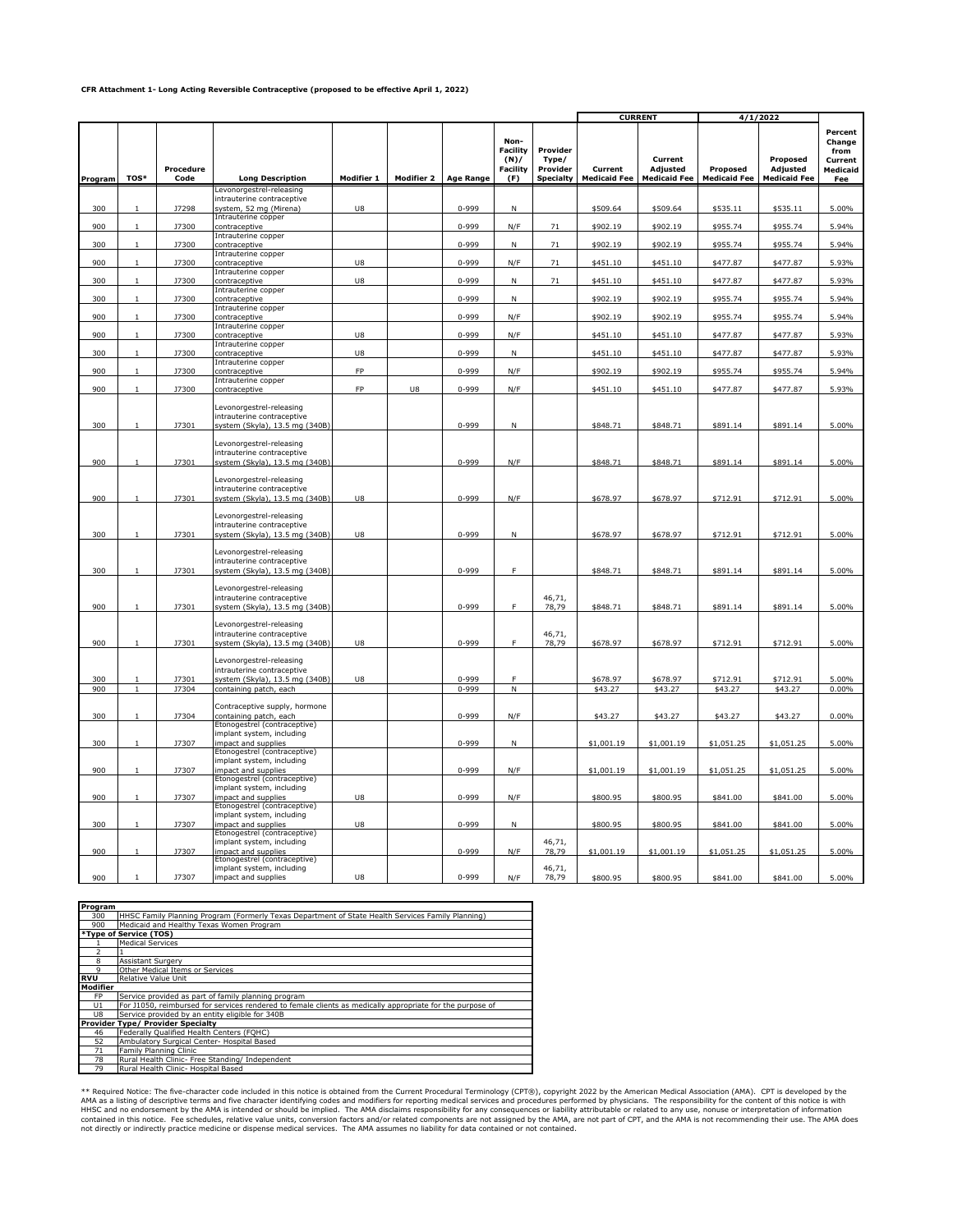**CFR Attachment 1- Long Acting Reversible Contraceptive (proposed to be effective April 1, 2022)**

| | | | | | | | | | CURRENT | | 4/1/2022 | | |
|---|---|---|---|---|---|---|---|---|---|---|---|---|---|
| Program | TOS* | Procedure Code | Long Description | Modifier 1 | Modifier 2 | Age Range | Non-Facility (N)/ Facility (F) | Provider Type/ Provider Specialty | Current Medicaid Fee | Current Adjusted Medicaid Fee | Proposed Medicaid Fee | Proposed Adjusted Medicaid Fee | Percent Change from Current Medicaid Fee |
| 300 | 1 | J7298 | Levonorgestrel-releasing intrauterine contraceptive system, 52 mg (Mirena) | U8 | | 0-999 | N | | $509.64 | $509.64 | $535.11 | $535.11 | 5.00% |
| 900 | 1 | J7300 | Intrauterine copper contraceptive | | | 0-999 | N/F | 71 | $902.19 | $902.19 | $955.74 | $955.74 | 5.94% |
| 300 | 1 | J7300 | Intrauterine copper contraceptive | | | 0-999 | N | 71 | $902.19 | $902.19 | $955.74 | $955.74 | 5.94% |
| 900 | 1 | J7300 | Intrauterine copper contraceptive | U8 | | 0-999 | N/F | 71 | $451.10 | $451.10 | $477.87 | $477.87 | 5.93% |
| 300 | 1 | J7300 | Intrauterine copper contraceptive | U8 | | 0-999 | N | 71 | $451.10 | $451.10 | $477.87 | $477.87 | 5.93% |
| 300 | 1 | J7300 | Intrauterine copper contraceptive | | | 0-999 | N | | $902.19 | $902.19 | $955.74 | $955.74 | 5.94% |
| 900 | 1 | J7300 | Intrauterine copper contraceptive | | | 0-999 | N/F | | $902.19 | $902.19 | $955.74 | $955.74 | 5.94% |
| 900 | 1 | J7300 | Intrauterine copper contraceptive | U8 | | 0-999 | N/F | | $451.10 | $451.10 | $477.87 | $477.87 | 5.93% |
| 300 | 1 | J7300 | Intrauterine copper contraceptive | U8 | | 0-999 | N | | $451.10 | $451.10 | $477.87 | $477.87 | 5.93% |
| 900 | 1 | J7300 | Intrauterine copper contraceptive | FP | | 0-999 | N/F | | $902.19 | $902.19 | $955.74 | $955.74 | 5.94% |
| 900 | 1 | J7300 | Intrauterine copper contraceptive | FP | U8 | 0-999 | N/F | | $451.10 | $451.10 | $477.87 | $477.87 | 5.93% |
| 300 | 1 | J7301 | Levonorgestrel-releasing intrauterine contraceptive system (Skyla), 13.5 mg (340B) | | | 0-999 | N | | $848.71 | $848.71 | $891.14 | $891.14 | 5.00% |
| 900 | 1 | J7301 | Levonorgestrel-releasing intrauterine contraceptive system (Skyla), 13.5 mg (340B) | | | 0-999 | N/F | | $848.71 | $848.71 | $891.14 | $891.14 | 5.00% |
| 900 | 1 | J7301 | Levonorgestrel-releasing intrauterine contraceptive system (Skyla), 13.5 mg (340B) | U8 | | 0-999 | N/F | | $678.97 | $678.97 | $712.91 | $712.91 | 5.00% |
| 300 | 1 | J7301 | Levonorgestrel-releasing intrauterine contraceptive system (Skyla), 13.5 mg (340B) | U8 | | 0-999 | N | | $678.97 | $678.97 | $712.91 | $712.91 | 5.00% |
| 300 | 1 | J7301 | Levonorgestrel-releasing intrauterine contraceptive system (Skyla), 13.5 mg (340B) | | | 0-999 | F | | $848.71 | $848.71 | $891.14 | $891.14 | 5.00% |
| 900 | 1 | J7301 | Levonorgestrel-releasing intrauterine contraceptive system (Skyla), 13.5 mg (340B) | | | 0-999 | F | 46,71, 78,79 | $848.71 | $848.71 | $891.14 | $891.14 | 5.00% |
| 900 | 1 | J7301 | Levonorgestrel-releasing intrauterine contraceptive system (Skyla), 13.5 mg (340B) | U8 | | 0-999 | F | 46,71, 78,79 | $678.97 | $678.97 | $712.91 | $712.91 | 5.00% |
| 300 | 1 | J7301 | Levonorgestrel-releasing intrauterine contraceptive system (Skyla), 13.5 mg (340B) | U8 | | 0-999 | F | | $678.97 | $678.97 | $712.91 | $712.91 | 5.00% |
| 900 | 1 | J7304 | containing patch, each | | | 0-999 | N | | $43.27 | $43.27 | $43.27 | $43.27 | 0.00% |
| 300 | 1 | J7304 | Contraceptive supply, hormone containing patch, each | | | 0-999 | N/F | | $43.27 | $43.27 | $43.27 | $43.27 | 0.00% |
| 300 | 1 | J7307 | Etonogestrel (contraceptive) implant system, including impact and supplies | | | 0-999 | N | | $1,001.19 | $1,001.19 | $1,051.25 | $1,051.25 | 5.00% |
| 900 | 1 | J7307 | Etonogestrel (contraceptive) implant system, including impact and supplies | | | 0-999 | N/F | | $1,001.19 | $1,001.19 | $1,051.25 | $1,051.25 | 5.00% |
| 900 | 1 | J7307 | Etonogestrel (contraceptive) implant system, including impact and supplies | U8 | | 0-999 | N/F | | $800.95 | $800.95 | $841.00 | $841.00 | 5.00% |
| 300 | 1 | J7307 | Etonogestrel (contraceptive) implant system, including impact and supplies | U8 | | 0-999 | N | | $800.95 | $800.95 | $841.00 | $841.00 | 5.00% |
| 900 | 1 | J7307 | Etonogestrel (contraceptive) implant system, including impact and supplies | | | 0-999 | N/F | 46,71, 78,79 | $1,001.19 | $1,001.19 | $1,051.25 | $1,051.25 | 5.00% |
| 900 | 1 | J7307 | Etonogestrel (contraceptive) implant system, including impact and supplies | U8 | | 0-999 | N/F | 46,71, 78,79 | $800.95 | $800.95 | $841.00 | $841.00 | 5.00% |

| | |
|---|---|
| **Program** | |
| 300 | HHSC Family Planning Program (Formerly Texas Department of State Health Services Family Planning) |
| 900 | Medicaid and Healthy Texas Women Program |
| ***Type of Service (TOS)** | |
| 1 | Medical Services |
| 2 | 1 |
| 8 | Assistant Surgery |
| 9 | Other Medical Items or Services |
| **RVU** | Relative Value Unit |
| **Modifier** | |
| FP | Service provided as part of family planning program |
| U1 | For J1050, reimbursed for services rendered to female clients as medically appropriate for the purpose of |
| U8 | Service provided by an entity eligible for 340B |
| **Provider Type/ Provider Specialty** | |
| 46 | Federally Qualified Health Centers (FQHC) |
| 52 | Ambulatory Surgical Center- Hospital Based |
| 71 | Family Planning Clinic |
| 78 | Rural Health Clinic- Free Standing/ Independent |
| 79 | Rural Health Clinic- Hospital Based |

** Required Notice: The five-character code included in this notice is obtained from the Current Procedural Terminology (CPT®), copyright 2022 by the American Medical Association (AMA). CPT is developed by the AMA as a listing of descriptive terms and five character identifying codes and modifiers for reporting medical services and procedures performed by physicians. The responsibility for the content of this notice is with HHSC and no endorsement by the AMA is intended or should be implied. The AMA disclaims responsibility for any consequences or liability attributable or related to any use, nonuse or interpretation of information contained in this notice. Fee schedules, relative value units, conversion factors and/or related components are not assigned by the AMA, are not part of CPT, and the AMA is not recommending their use. The AMA does not directly or indirectly practice medicine or dispense medical services. The AMA assumes no liability for data contained or not contained.